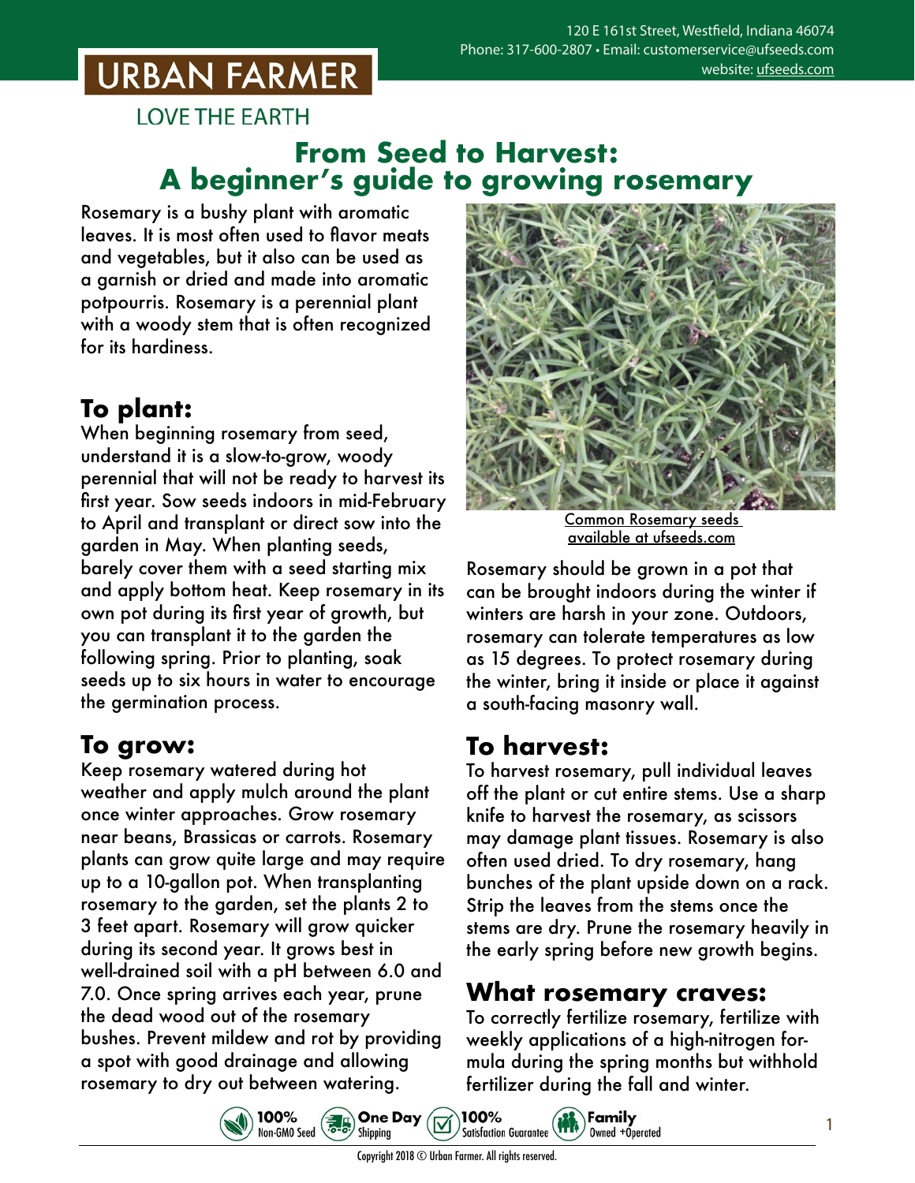URBAN FARMER

LOVE THE EARTH

120 E 161st Street, Westfield, Indiana 46074
Phone: 317-600-2807 • Email: customerservice@ufseeds.com
website: ufseeds.com

# From Seed to Harvest: A beginner's guide to growing rosemary

Rosemary is a bushy plant with aromatic leaves. It is most often used to flavor meats and vegetables, but it also can be used as a garnish or dried and made into aromatic potpourris. Rosemary is a perennial plant with a woody stem that is often recognized for its hardiness.

## To plant:

When beginning rosemary from seed, understand it is a slow-to-grow, woody perennial that will not be ready to harvest its first year. Sow seeds indoors in mid-February to April and transplant or direct sow into the garden in May. When planting seeds, barely cover them with a seed starting mix and apply bottom heat. Keep rosemary in its own pot during its first year of growth, but you can transplant it to the garden the following spring. Prior to planting, soak seeds up to six hours in water to encourage the germination process.

## To grow:

Keep rosemary watered during hot weather and apply mulch around the plant once winter approaches. Grow rosemary near beans, Brassicas or carrots. Rosemary plants can grow quite large and may require up to a 10-gallon pot. When transplanting rosemary to the garden, set the plants 2 to 3 feet apart. Rosemary will grow quicker during its second year. It grows best in well-drained soil with a pH between 6.0 and 7.0. Once spring arrives each year, prune the dead wood out of the rosemary bushes. Prevent mildew and rot by providing a spot with good drainage and allowing rosemary to dry out between watering.

Common Rosemary seeds available at ufseeds.com

Rosemary should be grown in a pot that can be brought indoors during the winter if winters are harsh in your zone. Outdoors, rosemary can tolerate temperatures as low as 15 degrees. To protect rosemary during the winter, bring it inside or place it against a south-facing masonry wall.

## To harvest:

To harvest rosemary, pull individual leaves off the plant or cut entire stems. Use a sharp knife to harvest the rosemary, as scissors may damage plant tissues. Rosemary is also often used dried. To dry rosemary, hang bunches of the plant upside down on a rack. Strip the leaves from the stems once the stems are dry. Prune the rosemary heavily in the early spring before new growth begins.

## What rosemary craves:

To correctly fertilize rosemary, fertilize with weekly applications of a high-nitrogen formula during the spring months but withhold fertilizer during the fall and winter.

100% Non-GMO Seed | One Day Shipping | 100% Satisfaction Guarantee | Family Owned +Operated

Copyright 2018 © Urban Farmer. All rights reserved.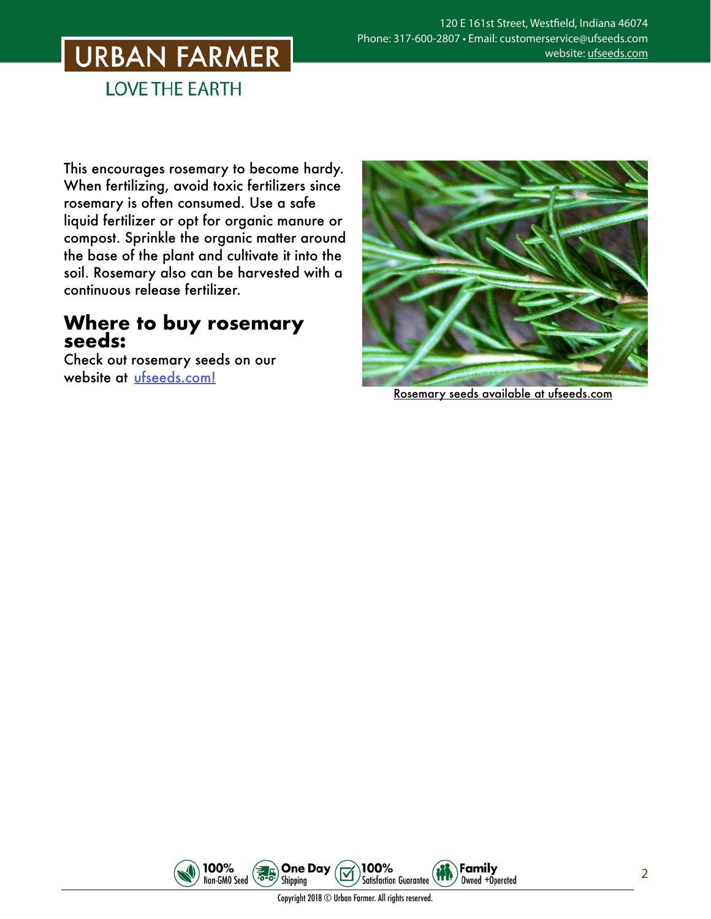This encourages rosemary to become hardy. When fertilizing, avoid toxic fertilizers since rosemary is often consumed. Use a safe liquid fertilizer or opt for organic manure or compost. Sprinkle the organic matter around the base of the plant and cultivate it into the soil. Rosemary also can be harvested with a continuous release fertilizer.

## Where to buy rosemary seeds:

Check out rosemary seeds on our website at ufseeds.com!

Rosemary seeds available at ufseeds.com